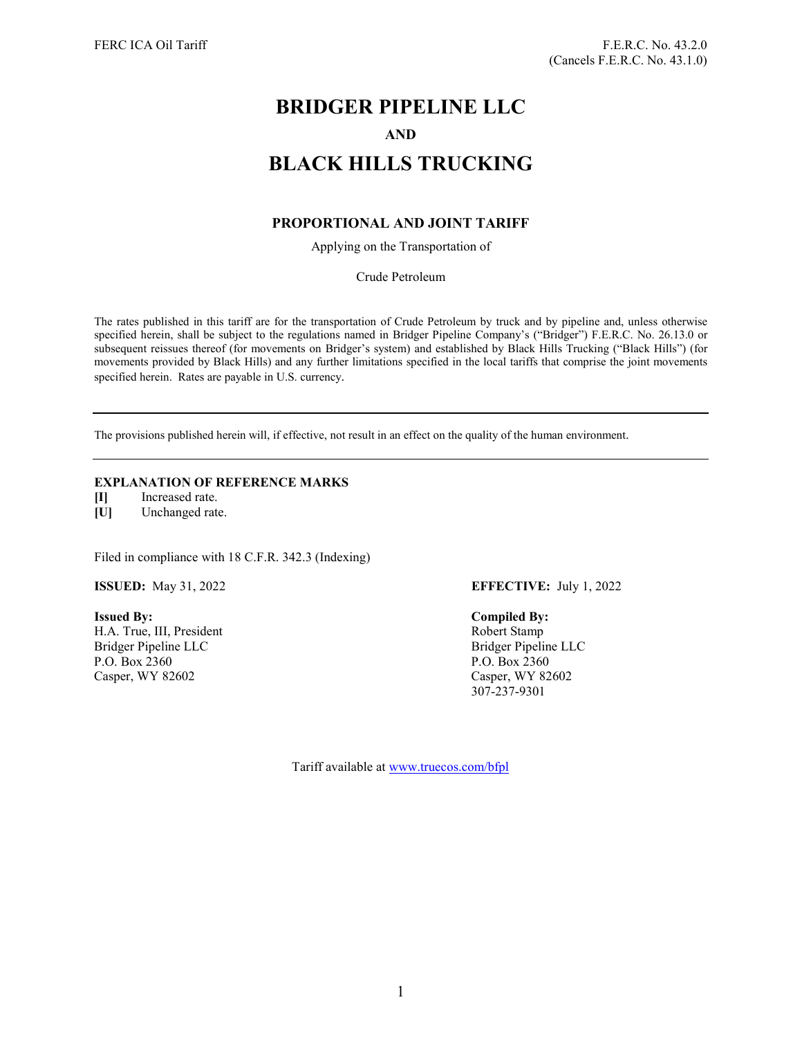FERC ICA Oil Tariff

F.E.R.C. No. 43.2.0
(Cancels F.E.R.C. No. 43.1.0)

# BRIDGER PIPELINE LLC

**AND**

# BLACK HILLS TRUCKING

### PROPORTIONAL AND JOINT TARIFF

Applying on the Transportation of

Crude Petroleum

The rates published in this tariff are for the transportation of Crude Petroleum by truck and by pipeline and, unless otherwise specified herein, shall be subject to the regulations named in Bridger Pipeline Company's ("Bridger") F.E.R.C. No. 26.13.0 or subsequent reissues thereof (for movements on Bridger's system) and established by Black Hills Trucking ("Black Hills") (for movements provided by Black Hills) and any further limitations specified in the local tariffs that comprise the joint movements specified herein. Rates are payable in U.S. currency.

---

The provisions published herein will, if effective, not result in an effect on the quality of the human environment.

---

**EXPLANATION OF REFERENCE MARKS**

**[I]** Increased rate.
**[U]** Unchanged rate.

Filed in compliance with 18 C.F.R. 342.3 (Indexing)

**ISSUED:** May 31, 2022

**EFFECTIVE:** July 1, 2022

**Issued By:**
H.A. True, III, President
Bridger Pipeline LLC
P.O. Box 2360
Casper, WY 82602

**Compiled By:**
Robert Stamp
Bridger Pipeline LLC
P.O. Box 2360
Casper, WY 82602
307-237-9301

Tariff available at www.truecos.com/bfpl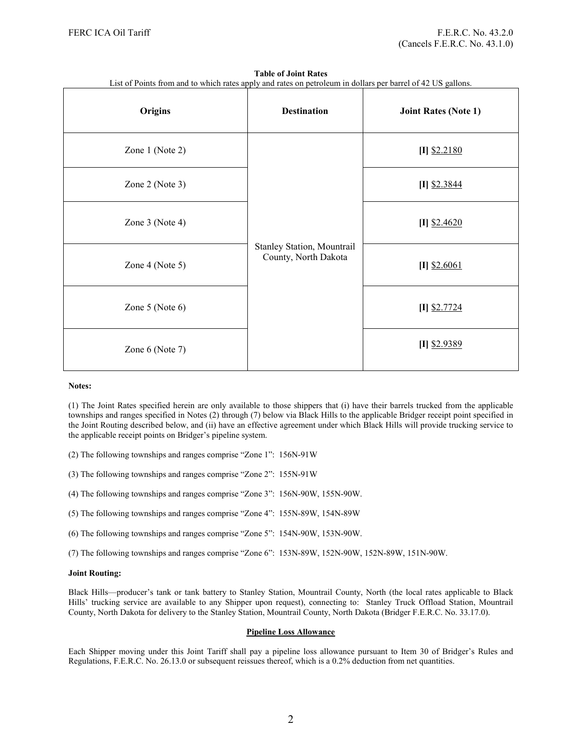**Table of Joint Rates**

List of Points from and to which rates apply and rates on petroleum in dollars per barrel of 42 US gallons.

| Origins | Destination | Joint Rates (Note 1) |
|---|---|---|
| Zone 1 (Note 2) | Stanley Station, Mountrail County, North Dakota | **[I]** $2.2180 |
| Zone 2 (Note 3) | | **[I]** $2.3844 |
| Zone 3 (Note 4) | | **[I]** $2.4620 |
| Zone 4 (Note 5) | | **[I]** $2.6061 |
| Zone 5 (Note 6) | | **[I]** $2.7724 |
| Zone 6 (Note 7) | | **[I]** $2.9389 |

**Notes:**

(1) The Joint Rates specified herein are only available to those shippers that (i) have their barrels trucked from the applicable townships and ranges specified in Notes (2) through (7) below via Black Hills to the applicable Bridger receipt point specified in the Joint Routing described below, and (ii) have an effective agreement under which Black Hills will provide trucking service to the applicable receipt points on Bridger's pipeline system.

(2) The following townships and ranges comprise "Zone 1": 156N-91W

(3) The following townships and ranges comprise "Zone 2": 155N-91W

(4) The following townships and ranges comprise "Zone 3": 156N-90W, 155N-90W.

(5) The following townships and ranges comprise "Zone 4": 155N-89W, 154N-89W

(6) The following townships and ranges comprise "Zone 5": 154N-90W, 153N-90W.

(7) The following townships and ranges comprise "Zone 6": 153N-89W, 152N-90W, 152N-89W, 151N-90W.

**Joint Routing:**

Black Hills—producer's tank or tank battery to Stanley Station, Mountrail County, North (the local rates applicable to Black Hills' trucking service are available to any Shipper upon request), connecting to: Stanley Truck Offload Station, Mountrail County, North Dakota for delivery to the Stanley Station, Mountrail County, North Dakota (Bridger F.E.R.C. No. 33.17.0).

**Pipeline Loss Allowance**

Each Shipper moving under this Joint Tariff shall pay a pipeline loss allowance pursuant to Item 30 of Bridger's Rules and Regulations, F.E.R.C. No. 26.13.0 or subsequent reissues thereof, which is a 0.2% deduction from net quantities.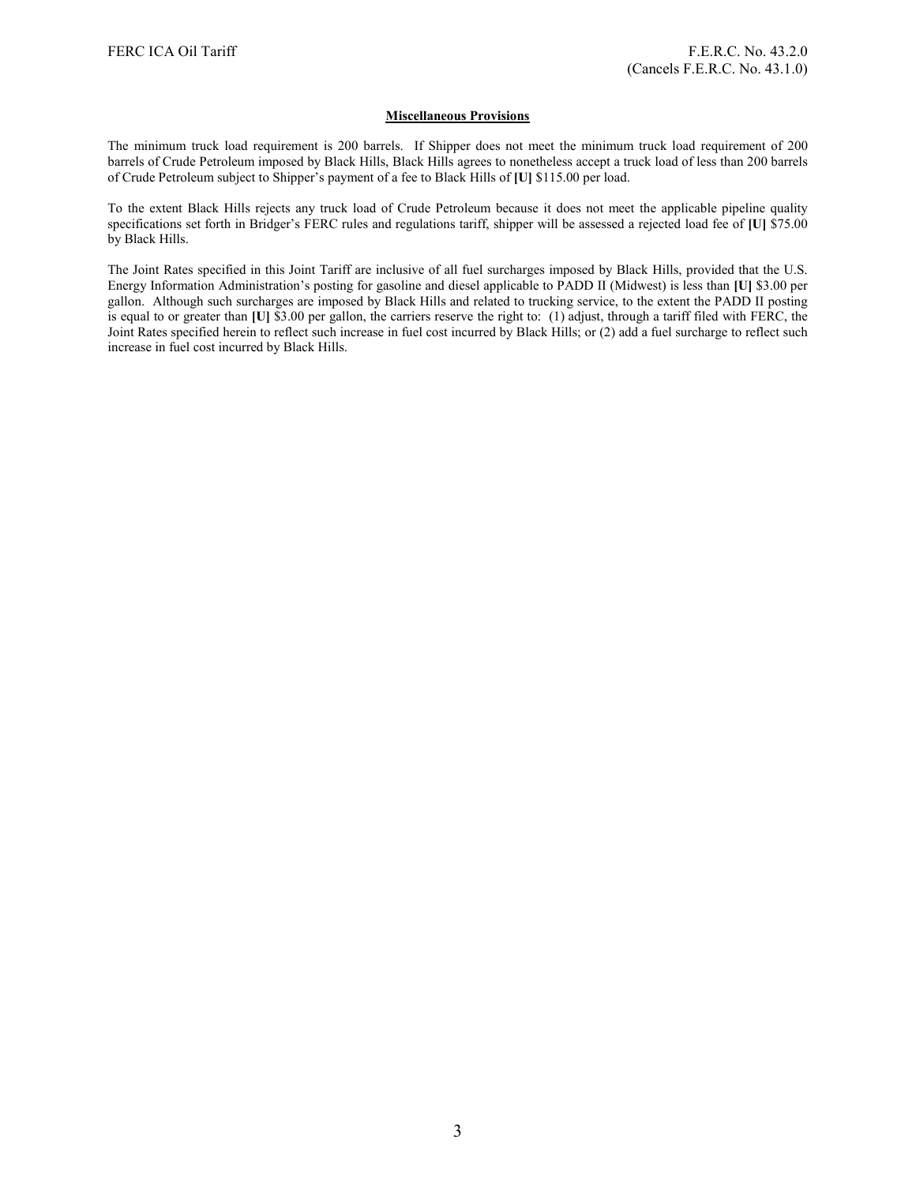**Miscellaneous Provisions**

The minimum truck load requirement is 200 barrels. If Shipper does not meet the minimum truck load requirement of 200 barrels of Crude Petroleum imposed by Black Hills, Black Hills agrees to nonetheless accept a truck load of less than 200 barrels of Crude Petroleum subject to Shipper's payment of a fee to Black Hills of **[U]** $115.00 per load.

To the extent Black Hills rejects any truck load of Crude Petroleum because it does not meet the applicable pipeline quality specifications set forth in Bridger's FERC rules and regulations tariff, shipper will be assessed a rejected load fee of **[U]** $75.00 by Black Hills.

The Joint Rates specified in this Joint Tariff are inclusive of all fuel surcharges imposed by Black Hills, provided that the U.S. Energy Information Administration's posting for gasoline and diesel applicable to PADD II (Midwest) is less than **[U]** $3.00 per gallon. Although such surcharges are imposed by Black Hills and related to trucking service, to the extent the PADD II posting is equal to or greater than **[U]** $3.00 per gallon, the carriers reserve the right to: (1) adjust, through a tariff filed with FERC, the Joint Rates specified herein to reflect such increase in fuel cost incurred by Black Hills; or (2) add a fuel surcharge to reflect such increase in fuel cost incurred by Black Hills.